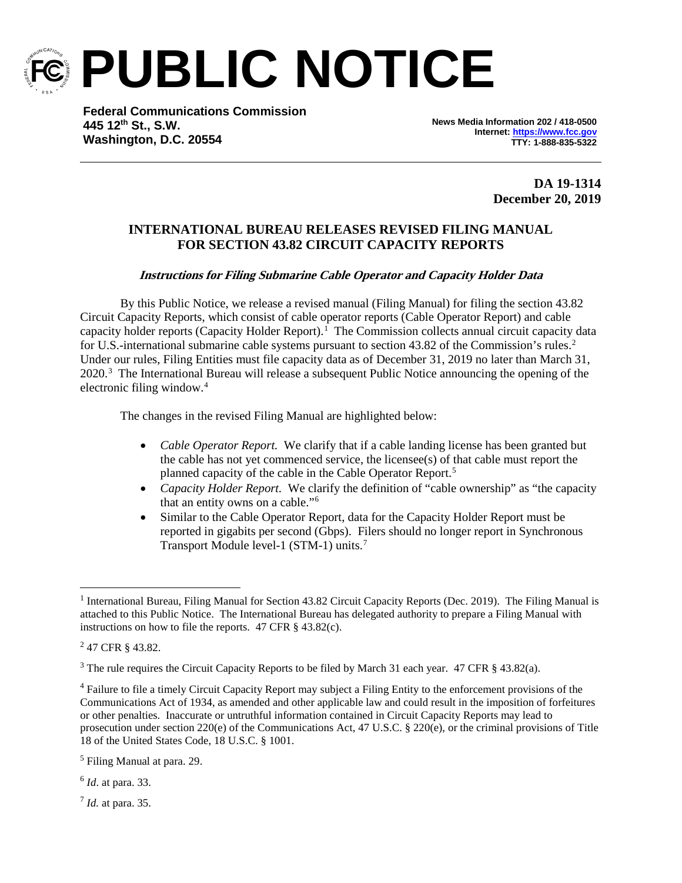# PUBLIC NOTICE

**Federal Communications Commission**
**445 12th St., S.W.**
**Washington, D.C. 20554**

**News Media Information 202 / 418-0500**
**Internet: https://www.fcc.gov**
**TTY: 1-888-835-5322**

**DA 19-1314**
**December 20, 2019**

## INTERNATIONAL BUREAU RELEASES REVISED FILING MANUAL FOR SECTION 43.82 CIRCUIT CAPACITY REPORTS

### *Instructions for Filing Submarine Cable Operator and Capacity Holder Data*

By this Public Notice, we release a revised manual (Filing Manual) for filing the section 43.82 Circuit Capacity Reports, which consist of cable operator reports (Cable Operator Report) and cable capacity holder reports (Capacity Holder Report).[1] The Commission collects annual circuit capacity data for U.S.-international submarine cable systems pursuant to section 43.82 of the Commission's rules.[2] Under our rules, Filing Entities must file capacity data as of December 31, 2019 no later than March 31, 2020.[3] The International Bureau will release a subsequent Public Notice announcing the opening of the electronic filing window.[4]

The changes in the revised Filing Manual are highlighted below:

- *Cable Operator Report.* We clarify that if a cable landing license has been granted but the cable has not yet commenced service, the licensee(s) of that cable must report the planned capacity of the cable in the Cable Operator Report.[5]
- *Capacity Holder Report.* We clarify the definition of "cable ownership" as "the capacity that an entity owns on a cable."[6]
- Similar to the Cable Operator Report, data for the Capacity Holder Report must be reported in gigabits per second (Gbps). Filers should no longer report in Synchronous Transport Module level-1 (STM-1) units.[7]

---

[1] International Bureau, Filing Manual for Section 43.82 Circuit Capacity Reports (Dec. 2019). The Filing Manual is attached to this Public Notice. The International Bureau has delegated authority to prepare a Filing Manual with instructions on how to file the reports. 47 CFR § 43.82(c).

[2] 47 CFR § 43.82.

[3] The rule requires the Circuit Capacity Reports to be filed by March 31 each year. 47 CFR § 43.82(a).

[4] Failure to file a timely Circuit Capacity Report may subject a Filing Entity to the enforcement provisions of the Communications Act of 1934, as amended and other applicable law and could result in the imposition of forfeitures or other penalties. Inaccurate or untruthful information contained in Circuit Capacity Reports may lead to prosecution under section 220(e) of the Communications Act, 47 U.S.C. § 220(e), or the criminal provisions of Title 18 of the United States Code, 18 U.S.C. § 1001.

[5] Filing Manual at para. 29.

[6] *Id*. at para. 33.

[7] *Id.* at para. 35.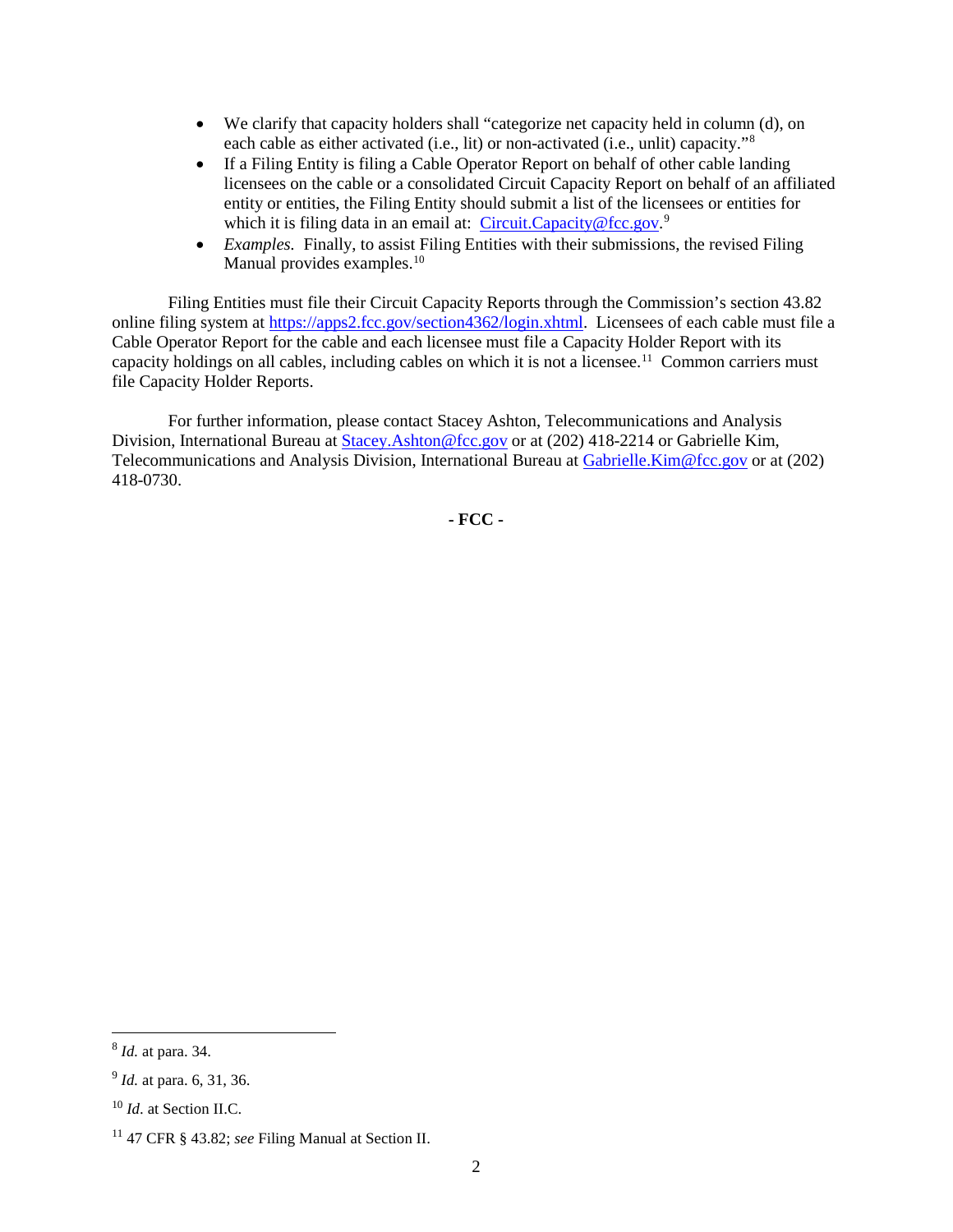- We clarify that capacity holders shall "categorize net capacity held in column (d), on each cable as either activated (i.e., lit) or non-activated (i.e., unlit) capacity."[8]
- If a Filing Entity is filing a Cable Operator Report on behalf of other cable landing licensees on the cable or a consolidated Circuit Capacity Report on behalf of an affiliated entity or entities, the Filing Entity should submit a list of the licensees or entities for which it is filing data in an email at: Circuit.Capacity@fcc.gov.[9]
- *Examples.* Finally, to assist Filing Entities with their submissions, the revised Filing Manual provides examples.[10]

Filing Entities must file their Circuit Capacity Reports through the Commission's section 43.82 online filing system at https://apps2.fcc.gov/section4362/login.xhtml. Licensees of each cable must file a Cable Operator Report for the cable and each licensee must file a Capacity Holder Report with its capacity holdings on all cables, including cables on which it is not a licensee.[11] Common carriers must file Capacity Holder Reports.

For further information, please contact Stacey Ashton, Telecommunications and Analysis Division, International Bureau at Stacey.Ashton@fcc.gov or at (202) 418-2214 or Gabrielle Kim, Telecommunications and Analysis Division, International Bureau at Gabrielle.Kim@fcc.gov or at (202) 418-0730.

**- FCC -**

---

[8] *Id.* at para. 34.

[9] *Id.* at para. 6, 31, 36.

[10] *Id.* at Section II.C.

[11] 47 CFR § 43.82; *see* Filing Manual at Section II.